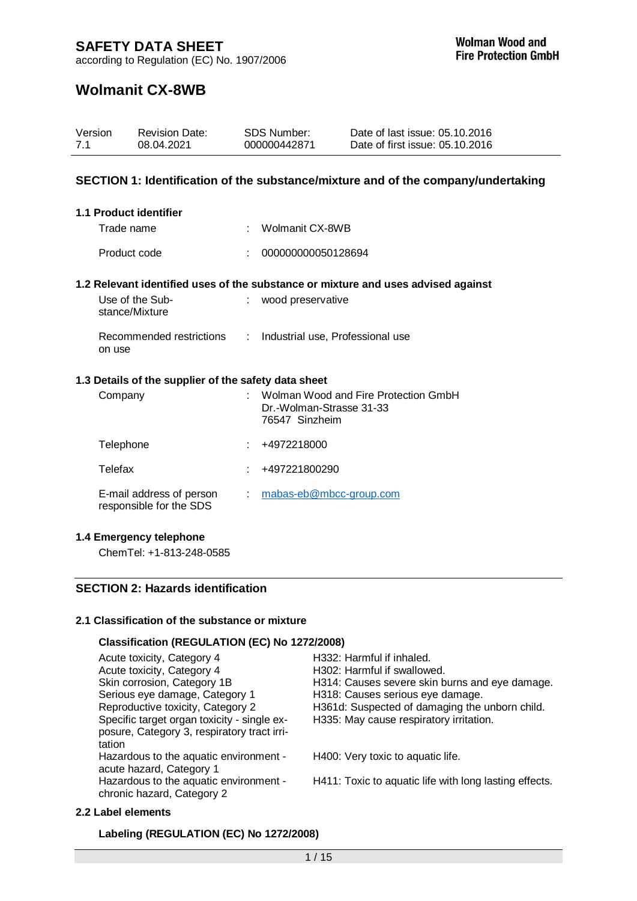# SAFETY DATA SHEET

according to Regulation (EC) No. 1907/2006

**Wolman Wood and Fire Protection GmbH**

## Wolmanit CX-8WB

| Version | Revision Date: | SDS Number: | Date of last issue: 05.10.2016 |
|---|---|---|---|
| 7.1 | 08.04.2021 | 000000442871 | Date of first issue: 05.10.2016 |

## SECTION 1: Identification of the substance/mixture and of the company/undertaking

### 1.1 Product identifier

Trade name : Wolmanit CX-8WB

Product code : 000000000050128694

### 1.2 Relevant identified uses of the substance or mixture and uses advised against

Use of the Substance/Mixture : wood preservative

Recommended restrictions on use : Industrial use, Professional use

### 1.3 Details of the supplier of the safety data sheet

Company : Wolman Wood and Fire Protection GmbH
Dr.-Wolman-Strasse 31-33
76547 Sinzheim

Telephone : +4972218000

Telefax : +497221800290

E-mail address of person responsible for the SDS : mabas-eb@mbcc-group.com

### 1.4 Emergency telephone

ChemTel: +1-813-248-0585

## SECTION 2: Hazards identification

### 2.1 Classification of the substance or mixture

**Classification (REGULATION (EC) No 1272/2008)**

| Classification | Hazard statement |
|---|---|
| Acute toxicity, Category 4 | H332: Harmful if inhaled. |
| Acute toxicity, Category 4 | H302: Harmful if swallowed. |
| Skin corrosion, Category 1B | H314: Causes severe skin burns and eye damage. |
| Serious eye damage, Category 1 | H318: Causes serious eye damage. |
| Reproductive toxicity, Category 2 | H361d: Suspected of damaging the unborn child. |
| Specific target organ toxicity - single exposure, Category 3, respiratory tract irritation | H335: May cause respiratory irritation. |
| Hazardous to the aquatic environment - acute hazard, Category 1 | H400: Very toxic to aquatic life. |
| Hazardous to the aquatic environment - chronic hazard, Category 2 | H411: Toxic to aquatic life with long lasting effects. |

### 2.2 Label elements

**Labeling (REGULATION (EC) No 1272/2008)**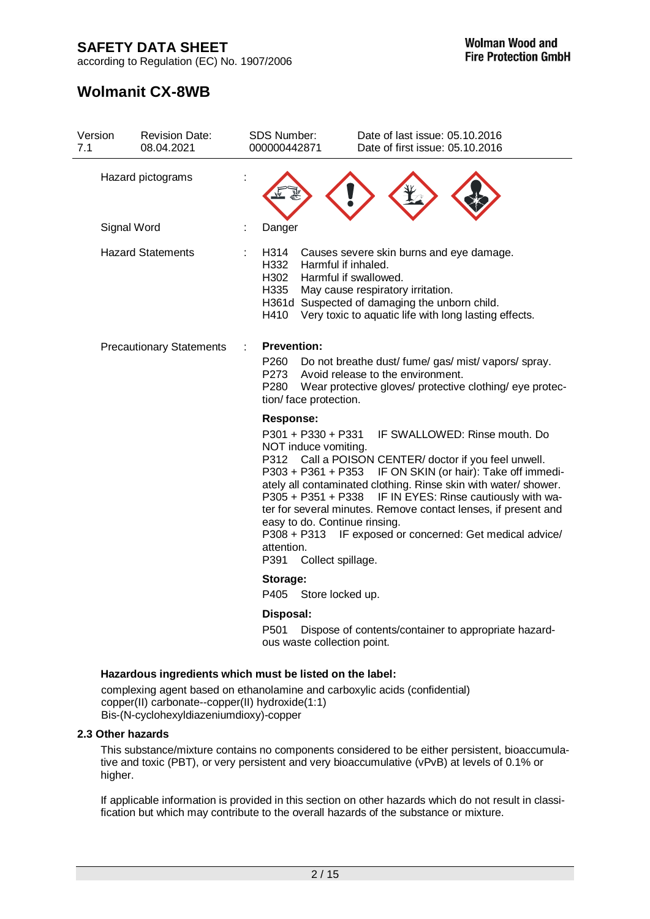| Version | Revision Date: | SDS Number: | Date of last issue: 05.10.2016 |
|---|---|---|---|
| 7.1 | 08.04.2021 | 000000442871 | Date of first issue: 05.10.2016 |

Hazard pictograms :

Signal Word : Danger

Hazard Statements :

H314 Causes severe skin burns and eye damage.
H332 Harmful if inhaled.
H302 Harmful if swallowed.
H335 May cause respiratory irritation.
H361d Suspected of damaging the unborn child.
H410 Very toxic to aquatic life with long lasting effects.

Precautionary Statements :

**Prevention:**

P260 Do not breathe dust/ fume/ gas/ mist/ vapors/ spray.
P273 Avoid release to the environment.
P280 Wear protective gloves/ protective clothing/ eye protection/ face protection.

**Response:**

P301 + P330 + P331 IF SWALLOWED: Rinse mouth. Do NOT induce vomiting.
P312 Call a POISON CENTER/ doctor if you feel unwell.
P303 + P361 + P353 IF ON SKIN (or hair): Take off immediately all contaminated clothing. Rinse skin with water/ shower.
P305 + P351 + P338 IF IN EYES: Rinse cautiously with water for several minutes. Remove contact lenses, if present and easy to do. Continue rinsing.
P308 + P313 IF exposed or concerned: Get medical advice/ attention.
P391 Collect spillage.

**Storage:**

P405 Store locked up.

**Disposal:**

P501 Dispose of contents/container to appropriate hazardous waste collection point.

**Hazardous ingredients which must be listed on the label:**

complexing agent based on ethanolamine and carboxylic acids (confidential)
copper(II) carbonate--copper(II) hydroxide(1:1)
Bis-(N-cyclohexyldiazeniumdioxy)-copper

### 2.3 Other hazards

This substance/mixture contains no components considered to be either persistent, bioaccumulative and toxic (PBT), or very persistent and very bioaccumulative (vPvB) at levels of 0.1% or higher.

If applicable information is provided in this section on other hazards which do not result in classification but which may contribute to the overall hazards of the substance or mixture.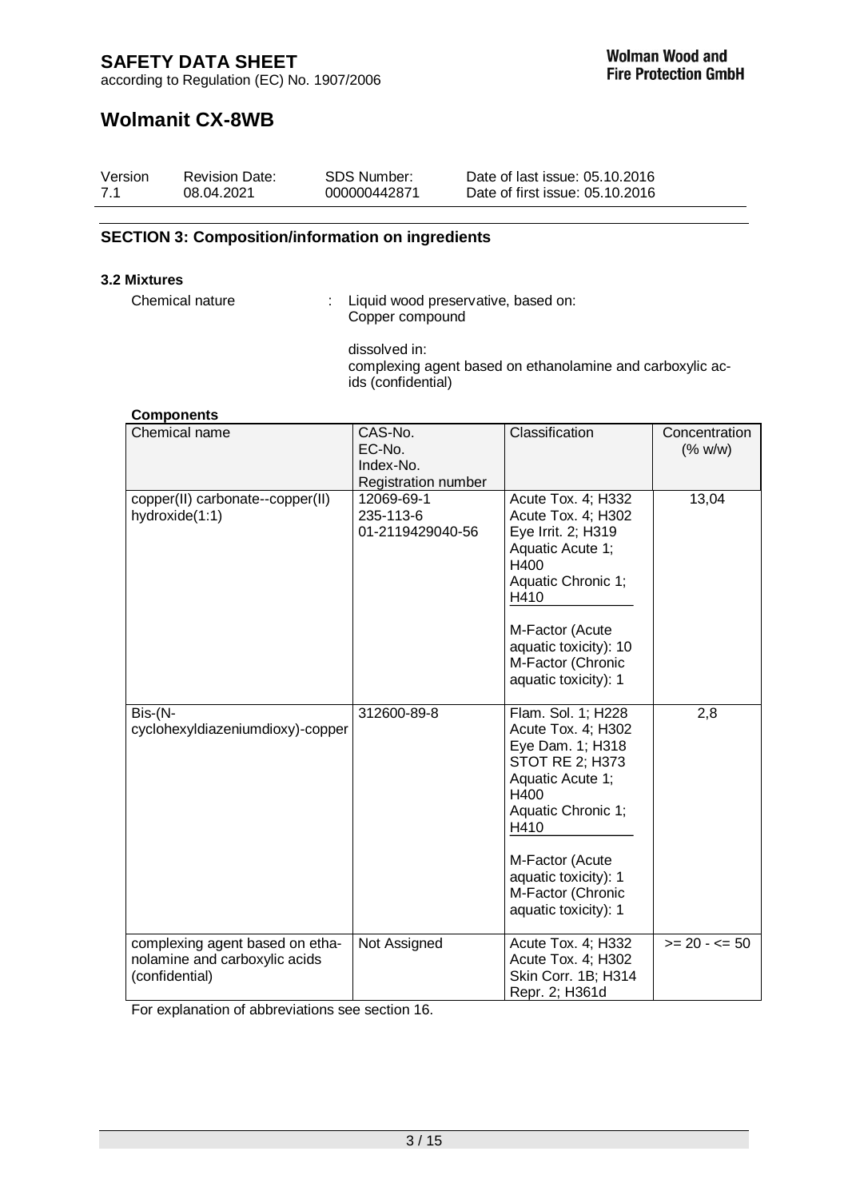# SAFETY DATA SHEET

according to Regulation (EC) No. 1907/2006

**Wolman Wood and Fire Protection GmbH**

# Wolmanit CX-8WB

| Version | Revision Date: | SDS Number: | Date of last issue: 05.10.2016 |
|---|---|---|---|
| 7.1 | 08.04.2021 | 000000442871 | Date of first issue: 05.10.2016 |

## SECTION 3: Composition/information on ingredients

### 3.2 Mixtures

Chemical nature : Liquid wood preservative, based on:
Copper compound

dissolved in:
complexing agent based on ethanolamine and carboxylic acids (confidential)

**Components**

| Chemical name | CAS-No.<br>EC-No.<br>Index-No.<br>Registration number | Classification | Concentration (% w/w) |
|---|---|---|---|
| copper(II) carbonate--copper(II) hydroxide(1:1) | 12069-69-1<br>235-113-6<br>01-2119429040-56 | Acute Tox. 4; H332<br>Acute Tox. 4; H302<br>Eye Irrit. 2; H319<br>Aquatic Acute 1; H400<br>Aquatic Chronic 1; H410<br><br>M-Factor (Acute aquatic toxicity): 10<br>M-Factor (Chronic aquatic toxicity): 1 | 13,04 |
| Bis-(N-cyclohexyldiazeniumdioxy)-copper | 312600-89-8 | Flam. Sol. 1; H228<br>Acute Tox. 4; H302<br>Eye Dam. 1; H318<br>STOT RE 2; H373<br>Aquatic Acute 1; H400<br>Aquatic Chronic 1; H410<br><br>M-Factor (Acute aquatic toxicity): 1<br>M-Factor (Chronic aquatic toxicity): 1 | 2,8 |
| complexing agent based on ethanolamine and carboxylic acids (confidential) | Not Assigned | Acute Tox. 4; H332<br>Acute Tox. 4; H302<br>Skin Corr. 1B; H314<br>Repr. 2; H361d | >= 20 - <= 50 |

For explanation of abbreviations see section 16.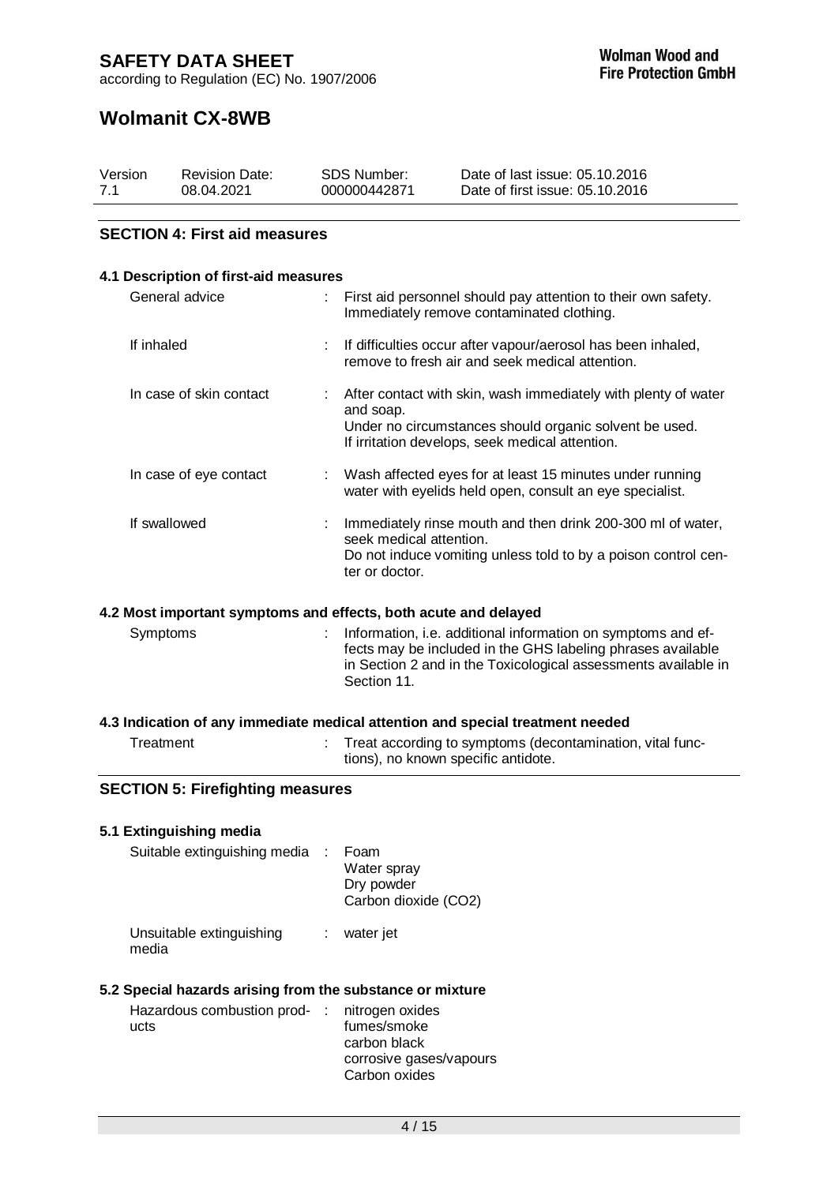## SECTION 4: First aid measures

### 4.1 Description of first-aid measures

| | |
|---|---|
| General advice | First aid personnel should pay attention to their own safety. Immediately remove contaminated clothing. |
| If inhaled | If difficulties occur after vapour/aerosol has been inhaled, remove to fresh air and seek medical attention. |
| In case of skin contact | After contact with skin, wash immediately with plenty of water and soap. Under no circumstances should organic solvent be used. If irritation develops, seek medical attention. |
| In case of eye contact | Wash affected eyes for at least 15 minutes under running water with eyelids held open, consult an eye specialist. |
| If swallowed | Immediately rinse mouth and then drink 200-300 ml of water, seek medical attention. Do not induce vomiting unless told to by a poison control center or doctor. |

### 4.2 Most important symptoms and effects, both acute and delayed

| | |
|---|---|
| Symptoms | Information, i.e. additional information on symptoms and effects may be included in the GHS labeling phrases available in Section 2 and in the Toxicological assessments available in Section 11. |

### 4.3 Indication of any immediate medical attention and special treatment needed

| | |
|---|---|
| Treatment | Treat according to symptoms (decontamination, vital functions), no known specific antidote. |

## SECTION 5: Firefighting measures

### 5.1 Extinguishing media

| | |
|---|---|
| Suitable extinguishing media | Foam<br>Water spray<br>Dry powder<br>Carbon dioxide (CO2) |
| Unsuitable extinguishing media | water jet |

### 5.2 Special hazards arising from the substance or mixture

| | |
|---|---|
| Hazardous combustion products | nitrogen oxides<br>fumes/smoke<br>carbon black<br>corrosive gases/vapours<br>Carbon oxides |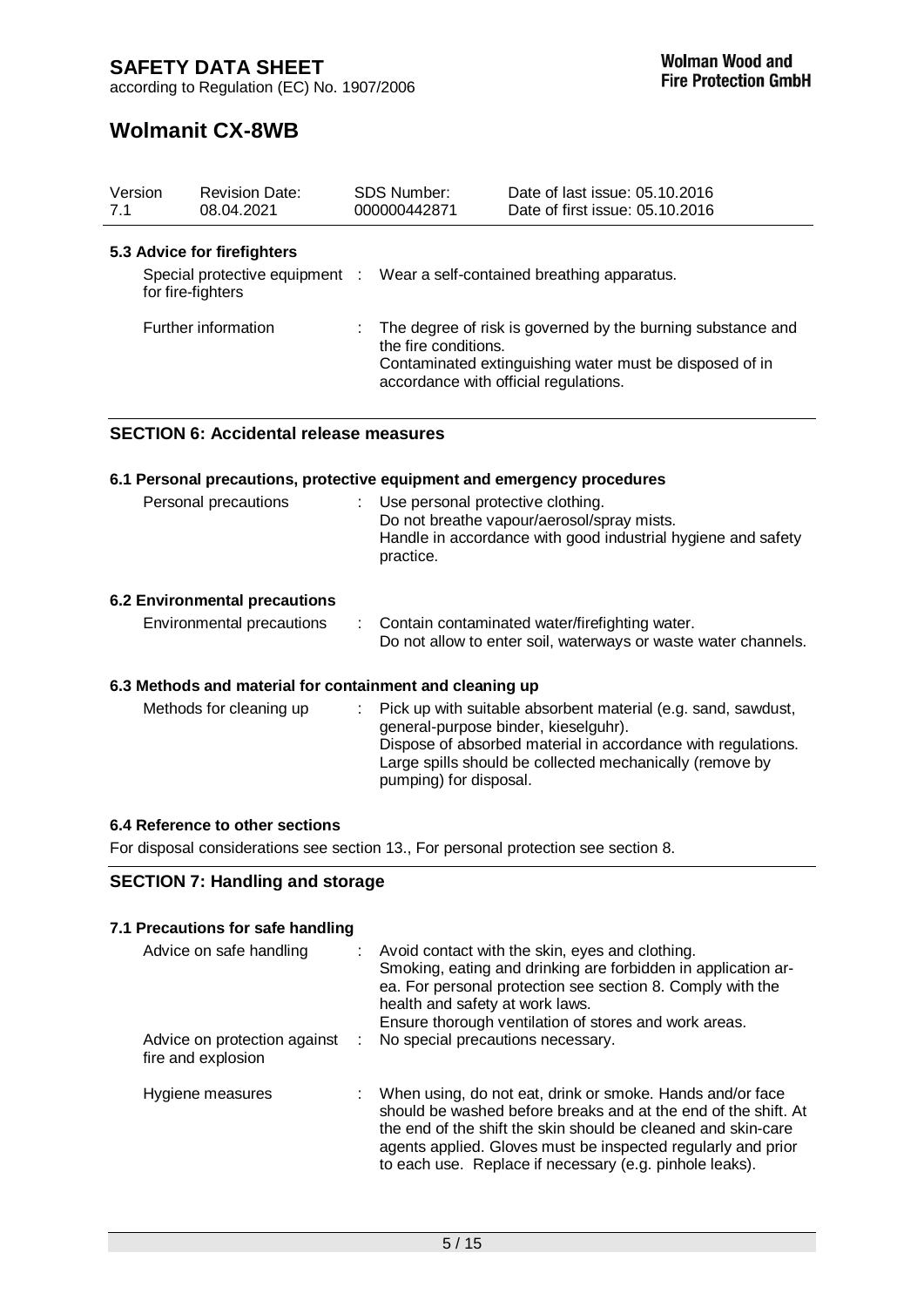# SAFETY DATA SHEET

according to Regulation (EC) No. 1907/2006

**Wolman Wood and Fire Protection GmbH**

## Wolmanit CX-8WB

| Version | Revision Date: | SDS Number: | Date of last issue: 05.10.2016 |
|---|---|---|---|
| 7.1 | 08.04.2021 | 000000442871 | Date of first issue: 05.10.2016 |

### 5.3 Advice for firefighters

| | |
|---|---|
| Special protective equipment for fire-fighters | : Wear a self-contained breathing apparatus. |
| Further information | : The degree of risk is governed by the burning substance and the fire conditions.<br>Contaminated extinguishing water must be disposed of in accordance with official regulations. |

## SECTION 6: Accidental release measures

### 6.1 Personal precautions, protective equipment and emergency procedures

| | |
|---|---|
| Personal precautions | : Use personal protective clothing.<br>Do not breathe vapour/aerosol/spray mists.<br>Handle in accordance with good industrial hygiene and safety practice. |

### 6.2 Environmental precautions

| | |
|---|---|
| Environmental precautions | : Contain contaminated water/firefighting water.<br>Do not allow to enter soil, waterways or waste water channels. |

### 6.3 Methods and material for containment and cleaning up

| | |
|---|---|
| Methods for cleaning up | : Pick up with suitable absorbent material (e.g. sand, sawdust, general-purpose binder, kieselguhr).<br>Dispose of absorbed material in accordance with regulations.<br>Large spills should be collected mechanically (remove by pumping) for disposal. |

### 6.4 Reference to other sections

For disposal considerations see section 13., For personal protection see section 8.

## SECTION 7: Handling and storage

### 7.1 Precautions for safe handling

| | |
|---|---|
| Advice on safe handling | : Avoid contact with the skin, eyes and clothing.<br>Smoking, eating and drinking are forbidden in application area. For personal protection see section 8. Comply with the health and safety at work laws.<br>Ensure thorough ventilation of stores and work areas. |
| Advice on protection against fire and explosion | : No special precautions necessary. |
| Hygiene measures | : When using, do not eat, drink or smoke. Hands and/or face should be washed before breaks and at the end of the shift. At the end of the shift the skin should be cleaned and skin-care agents applied. Gloves must be inspected regularly and prior to each use. Replace if necessary (e.g. pinhole leaks). |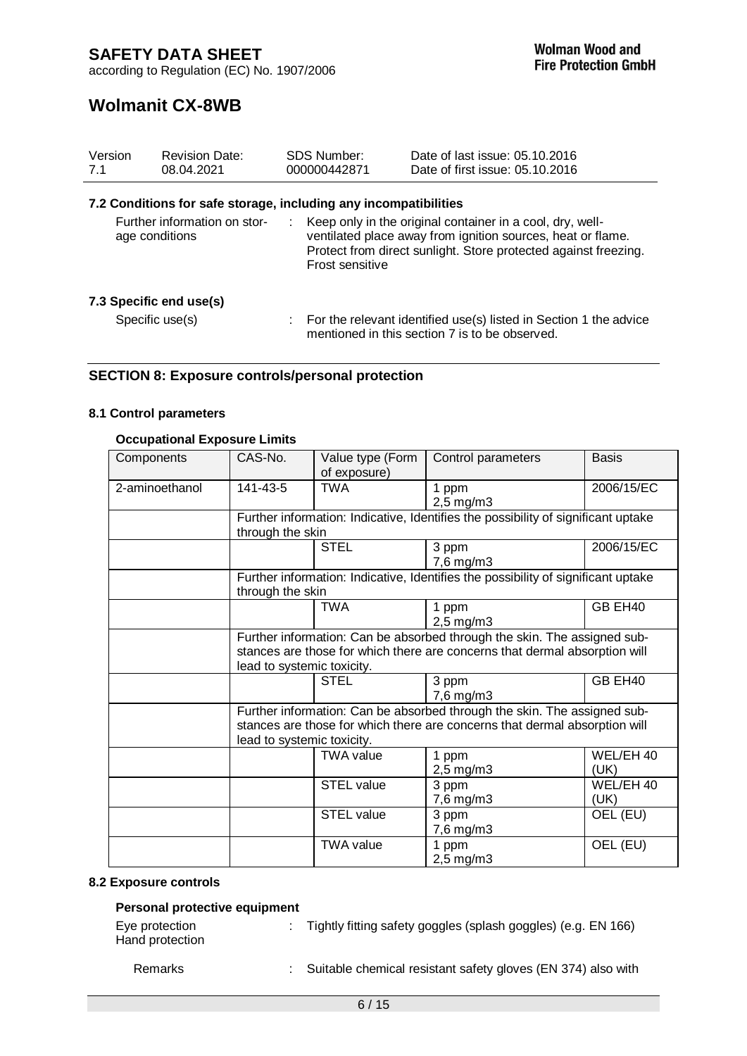# SAFETY DATA SHEET

according to Regulation (EC) No. 1907/2006

**Wolman Wood and Fire Protection GmbH**

# Wolmanit CX-8WB

| Version | Revision Date: | SDS Number: | Date of last issue: 05.10.2016 |
|---|---|---|---|
| 7.1 | 08.04.2021 | 000000442871 | Date of first issue: 05.10.2016 |

### 7.2 Conditions for safe storage, including any incompatibilities

Further information on storage conditions : Keep only in the original container in a cool, dry, well-ventilated place away from ignition sources, heat or flame. Protect from direct sunlight. Store protected against freezing. Frost sensitive

### 7.3 Specific end use(s)

Specific use(s) : For the relevant identified use(s) listed in Section 1 the advice mentioned in this section 7 is to be observed.

## SECTION 8: Exposure controls/personal protection

### 8.1 Control parameters

#### Occupational Exposure Limits

| Components | CAS-No. | Value type (Form of exposure) | Control parameters | Basis |
|---|---|---|---|---|
| 2-aminoethanol | 141-43-5 | TWA | 1 ppm<br>2,5 mg/m3 | 2006/15/EC |
| | Further information: Indicative, Identifies the possibility of significant uptake through the skin | | | |
| | | STEL | 3 ppm<br>7,6 mg/m3 | 2006/15/EC |
| | Further information: Indicative, Identifies the possibility of significant uptake through the skin | | | |
| | | TWA | 1 ppm<br>2,5 mg/m3 | GB EH40 |
| | Further information: Can be absorbed through the skin. The assigned substances are those for which there are concerns that dermal absorption will lead to systemic toxicity. | | | |
| | | STEL | 3 ppm<br>7,6 mg/m3 | GB EH40 |
| | Further information: Can be absorbed through the skin. The assigned substances are those for which there are concerns that dermal absorption will lead to systemic toxicity. | | | |
| | | TWA value | 1 ppm<br>2,5 mg/m3 | WEL/EH 40 (UK) |
| | | STEL value | 3 ppm<br>7,6 mg/m3 | WEL/EH 40 (UK) |
| | | STEL value | 3 ppm<br>7,6 mg/m3 | OEL (EU) |
| | | TWA value | 1 ppm<br>2,5 mg/m3 | OEL (EU) |

### 8.2 Exposure controls

#### Personal protective equipment

Eye protection : Tightly fitting safety goggles (splash goggles) (e.g. EN 166)

Hand protection

Remarks : Suitable chemical resistant safety gloves (EN 374) also with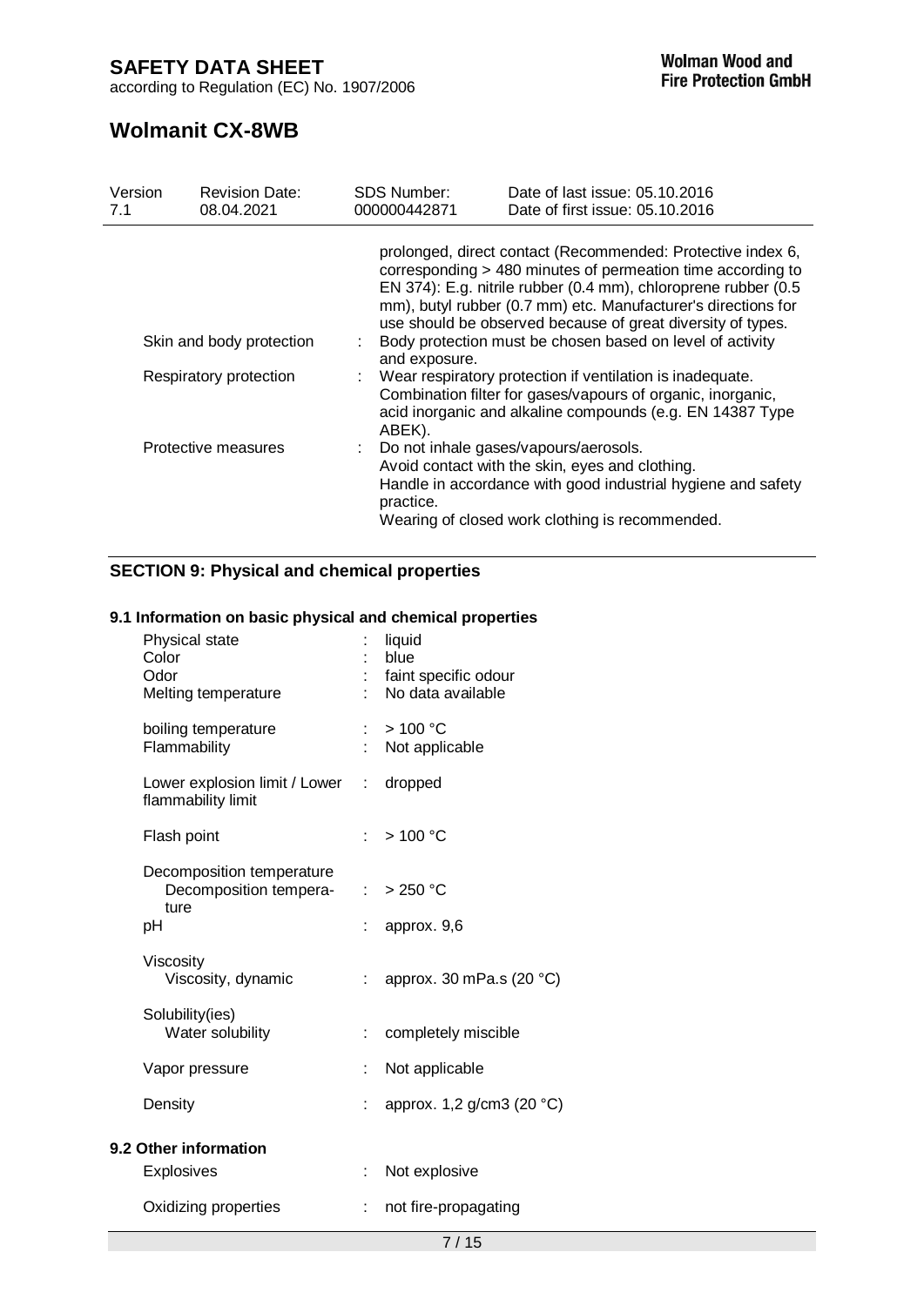| | | |
|---|---|---|
| | | prolonged, direct contact (Recommended: Protective index 6, corresponding > 480 minutes of permeation time according to EN 374): E.g. nitrile rubber (0.4 mm), chloroprene rubber (0.5 mm), butyl rubber (0.7 mm) etc. Manufacturer's directions for use should be observed because of great diversity of types. |
| Skin and body protection | : | Body protection must be chosen based on level of activity and exposure. |
| Respiratory protection | : | Wear respiratory protection if ventilation is inadequate. Combination filter for gases/vapours of organic, inorganic, acid inorganic and alkaline compounds (e.g. EN 14387 Type ABEK). |
| Protective measures | : | Do not inhale gases/vapours/aerosols.<br>Avoid contact with the skin, eyes and clothing.<br>Handle in accordance with good industrial hygiene and safety practice.<br>Wearing of closed work clothing is recommended. |

## SECTION 9: Physical and chemical properties

### 9.1 Information on basic physical and chemical properties

| | | |
|---|---|---|
| Physical state | : | liquid |
| Color | : | blue |
| Odor | : | faint specific odour |
| Melting temperature | : | No data available |
| boiling temperature | : | > 100 °C |
| Flammability | : | Not applicable |
| Lower explosion limit / Lower flammability limit | : | dropped |
| Flash point | : | > 100 °C |
| Decomposition temperature<br>Decomposition temperature | : | > 250 °C |
| pH | : | approx. 9,6 |
| Viscosity<br>Viscosity, dynamic | : | approx. 30 mPa.s (20 °C) |
| Solubility(ies)<br>Water solubility | : | completely miscible |
| Vapor pressure | : | Not applicable |
| Density | : | approx. 1,2 g/cm3 (20 °C) |

### 9.2 Other information

| | | |
|---|---|---|
| Explosives | : | Not explosive |
| Oxidizing properties | : | not fire-propagating |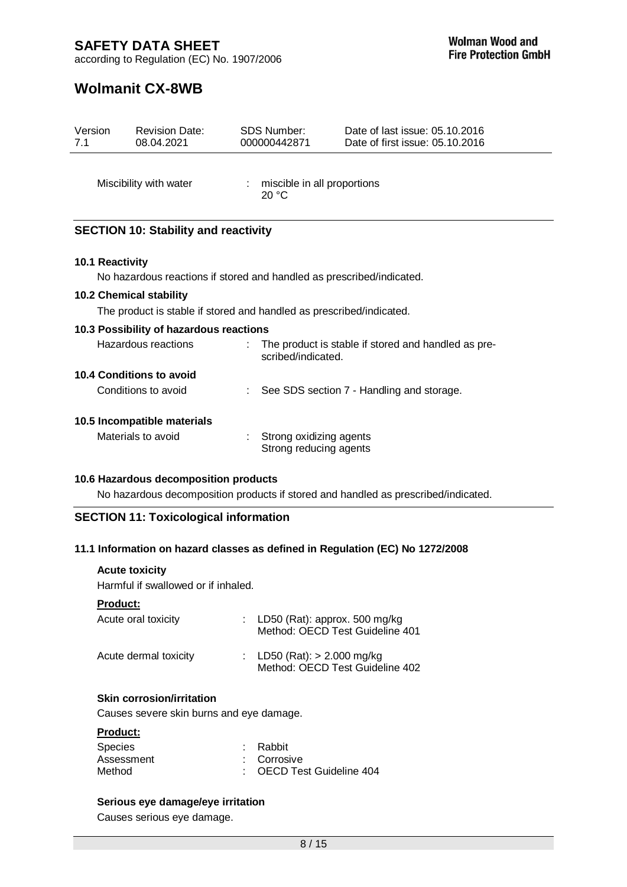| | | |
|---|---|---|
| Miscibility with water | : | miscible in all proportions<br>20 °C |

## SECTION 10: Stability and reactivity

### 10.1 Reactivity

No hazardous reactions if stored and handled as prescribed/indicated.

### 10.2 Chemical stability

The product is stable if stored and handled as prescribed/indicated.

### 10.3 Possibility of hazardous reactions

| | | |
|---|---|---|
| Hazardous reactions | : | The product is stable if stored and handled as prescribed/indicated. |

### 10.4 Conditions to avoid

| | | |
|---|---|---|
| Conditions to avoid | : | See SDS section 7 - Handling and storage. |

### 10.5 Incompatible materials

| | | |
|---|---|---|
| Materials to avoid | : | Strong oxidizing agents<br>Strong reducing agents |

### 10.6 Hazardous decomposition products

No hazardous decomposition products if stored and handled as prescribed/indicated.

## SECTION 11: Toxicological information

### 11.1 Information on hazard classes as defined in Regulation (EC) No 1272/2008

**Acute toxicity**

Harmful if swallowed or if inhaled.

**Product:**

| | | |
|---|---|---|
| Acute oral toxicity | : | LD50 (Rat): approx. 500 mg/kg<br>Method: OECD Test Guideline 401 |
| Acute dermal toxicity | : | LD50 (Rat): > 2.000 mg/kg<br>Method: OECD Test Guideline 402 |

**Skin corrosion/irritation**

Causes severe skin burns and eye damage.

**Product:**

| | | |
|---|---|---|
| Species | : | Rabbit |
| Assessment | : | Corrosive |
| Method | : | OECD Test Guideline 404 |

**Serious eye damage/eye irritation**

Causes serious eye damage.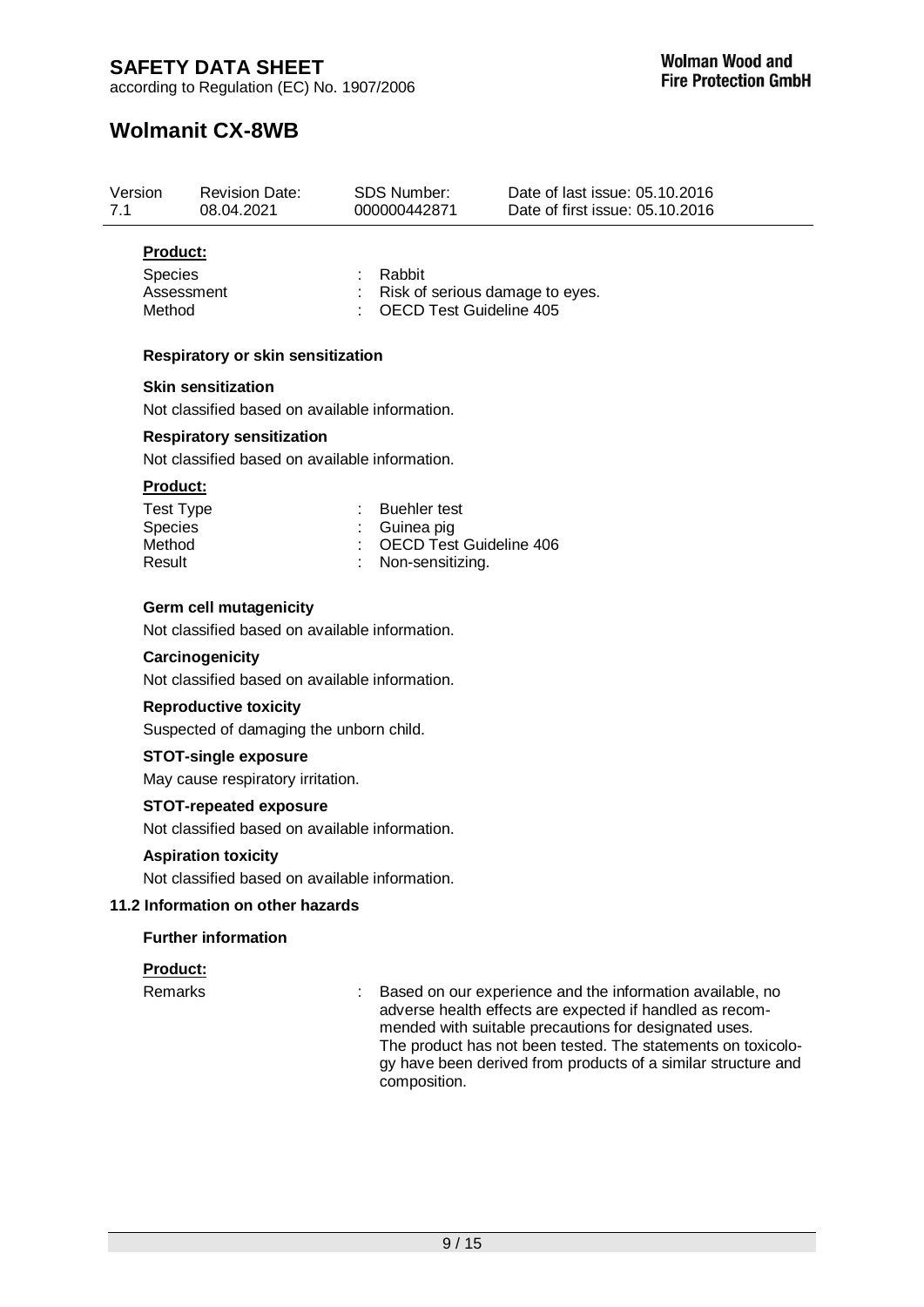**Product:**

| | | |
|---|---|---|
| Species | : | Rabbit |
| Assessment | : | Risk of serious damage to eyes. |
| Method | : | OECD Test Guideline 405 |

**Respiratory or skin sensitization**

**Skin sensitization**

Not classified based on available information.

**Respiratory sensitization**

Not classified based on available information.

**Product:**

| | | |
|---|---|---|
| Test Type | : | Buehler test |
| Species | : | Guinea pig |
| Method | : | OECD Test Guideline 406 |
| Result | : | Non-sensitizing. |

**Germ cell mutagenicity**

Not classified based on available information.

**Carcinogenicity**

Not classified based on available information.

**Reproductive toxicity**

Suspected of damaging the unborn child.

**STOT-single exposure**

May cause respiratory irritation.

**STOT-repeated exposure**

Not classified based on available information.

**Aspiration toxicity**

Not classified based on available information.

### 11.2 Information on other hazards

**Further information**

**Product:**

Remarks : Based on our experience and the information available, no adverse health effects are expected if handled as recommended with suitable precautions for designated uses. The product has not been tested. The statements on toxicology have been derived from products of a similar structure and composition.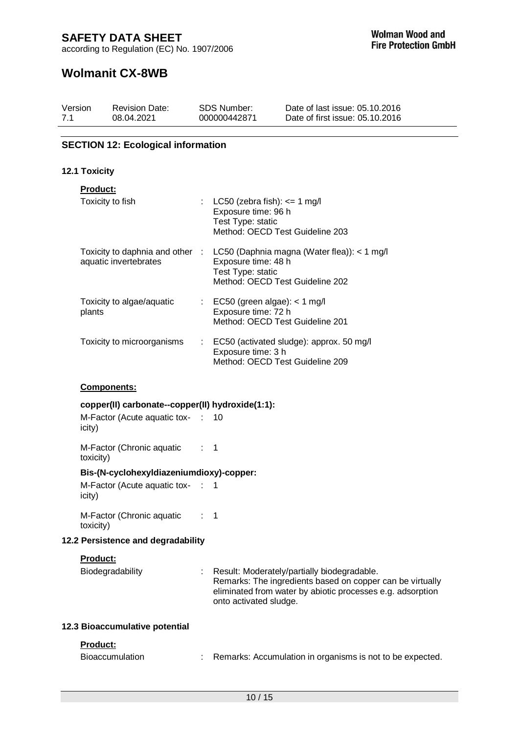## SECTION 12: Ecological information

### 12.1 Toxicity

**Product:**

| | | |
|---|---|---|
| Toxicity to fish | : | LC50 (zebra fish): <= 1 mg/l<br>Exposure time: 96 h<br>Test Type: static<br>Method: OECD Test Guideline 203 |
| Toxicity to daphnia and other aquatic invertebrates | : | LC50 (Daphnia magna (Water flea)): < 1 mg/l<br>Exposure time: 48 h<br>Test Type: static<br>Method: OECD Test Guideline 202 |
| Toxicity to algae/aquatic plants | : | EC50 (green algae): < 1 mg/l<br>Exposure time: 72 h<br>Method: OECD Test Guideline 201 |
| Toxicity to microorganisms | : | EC50 (activated sludge): approx. 50 mg/l<br>Exposure time: 3 h<br>Method: OECD Test Guideline 209 |

**Components:**

**copper(II) carbonate--copper(II) hydroxide(1:1):**

| | | |
|---|---|---|
| M-Factor (Acute aquatic toxicity) | : | 10 |
| M-Factor (Chronic aquatic toxicity) | : | 1 |

**Bis-(N-cyclohexyldiazeniumdioxy)-copper:**

| | | |
|---|---|---|
| M-Factor (Acute aquatic toxicity) | : | 1 |
| M-Factor (Chronic aquatic toxicity) | : | 1 |

### 12.2 Persistence and degradability

**Product:**

| | | |
|---|---|---|
| Biodegradability | : | Result: Moderately/partially biodegradable.<br>Remarks: The ingredients based on copper can be virtually eliminated from water by abiotic processes e.g. adsorption onto activated sludge. |

### 12.3 Bioaccumulative potential

**Product:**

| | | |
|---|---|---|
| Bioaccumulation | : | Remarks: Accumulation in organisms is not to be expected. |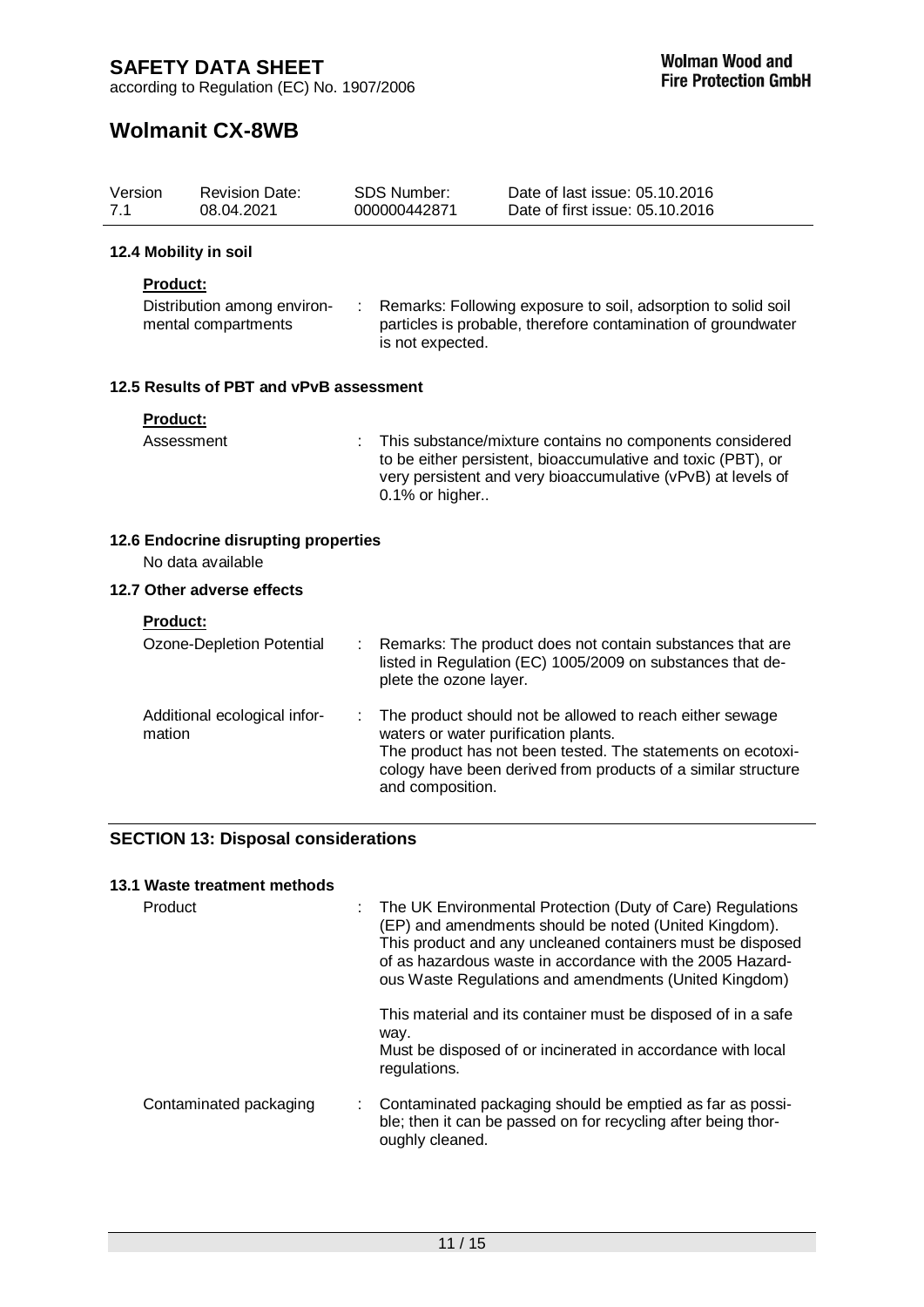#### 12.4 Mobility in soil

**Product:**

| | | |
|---|---|---|
| Distribution among environmental compartments | : | Remarks: Following exposure to soil, adsorption to solid soil particles is probable, therefore contamination of groundwater is not expected. |

#### 12.5 Results of PBT and vPvB assessment

**Product:**

| | | |
|---|---|---|
| Assessment | : | This substance/mixture contains no components considered to be either persistent, bioaccumulative and toxic (PBT), or very persistent and very bioaccumulative (vPvB) at levels of 0.1% or higher.. |

#### 12.6 Endocrine disrupting properties

No data available

#### 12.7 Other adverse effects

**Product:**

| | | |
|---|---|---|
| Ozone-Depletion Potential | : | Remarks: The product does not contain substances that are listed in Regulation (EC) 1005/2009 on substances that deplete the ozone layer. |
| Additional ecological information | : | The product should not be allowed to reach either sewage waters or water purification plants.<br>The product has not been tested. The statements on ecotoxicology have been derived from products of a similar structure and composition. |

### SECTION 13: Disposal considerations

#### 13.1 Waste treatment methods

| | | |
|---|---|---|
| Product | : | The UK Environmental Protection (Duty of Care) Regulations (EP) and amendments should be noted (United Kingdom).<br>This product and any uncleaned containers must be disposed of as hazardous waste in accordance with the 2005 Hazardous Waste Regulations and amendments (United Kingdom)<br><br>This material and its container must be disposed of in a safe way.<br>Must be disposed of or incinerated in accordance with local regulations. |
| Contaminated packaging | : | Contaminated packaging should be emptied as far as possible; then it can be passed on for recycling after being thoroughly cleaned. |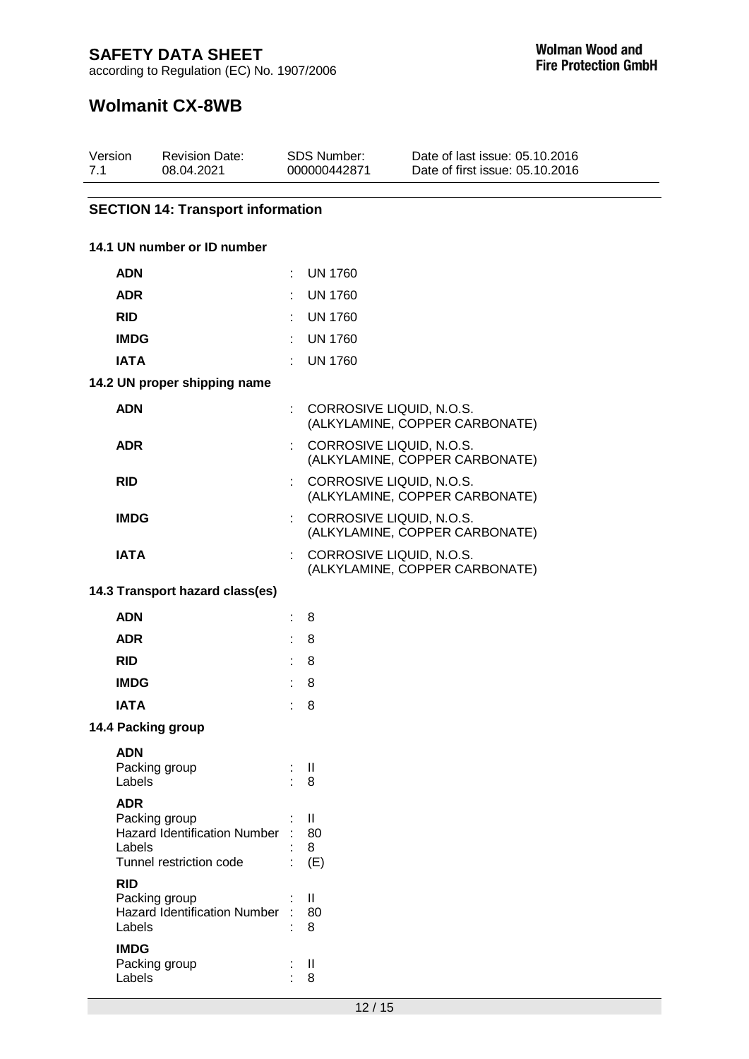# SAFETY DATA SHEET

according to Regulation (EC) No. 1907/2006

**Wolman Wood and Fire Protection GmbH**

## Wolmanit CX-8WB

| Version | Revision Date: | SDS Number: | Date of last issue: 05.10.2016 |
| --- | --- | --- | --- |
| 7.1 | 08.04.2021 | 000000442871 | Date of first issue: 05.10.2016 |

### SECTION 14: Transport information

**14.1 UN number or ID number**

| | | |
| --- | --- | --- |
| **ADN** | : | UN 1760 |
| **ADR** | : | UN 1760 |
| **RID** | : | UN 1760 |
| **IMDG** | : | UN 1760 |
| **IATA** | : | UN 1760 |

**14.2 UN proper shipping name**

| | | |
| --- | --- | --- |
| **ADN** | : | CORROSIVE LIQUID, N.O.S. (ALKYLAMINE, COPPER CARBONATE) |
| **ADR** | : | CORROSIVE LIQUID, N.O.S. (ALKYLAMINE, COPPER CARBONATE) |
| **RID** | : | CORROSIVE LIQUID, N.O.S. (ALKYLAMINE, COPPER CARBONATE) |
| **IMDG** | : | CORROSIVE LIQUID, N.O.S. (ALKYLAMINE, COPPER CARBONATE) |
| **IATA** | : | CORROSIVE LIQUID, N.O.S. (ALKYLAMINE, COPPER CARBONATE) |

**14.3 Transport hazard class(es)**

| | | |
| --- | --- | --- |
| **ADN** | : | 8 |
| **ADR** | : | 8 |
| **RID** | : | 8 |
| **IMDG** | : | 8 |
| **IATA** | : | 8 |

**14.4 Packing group**

**ADN**

| | | |
| --- | --- | --- |
| Packing group | : | II |
| Labels | : | 8 |

**ADR**

| | | |
| --- | --- | --- |
| Packing group | : | II |
| Hazard Identification Number | : | 80 |
| Labels | : | 8 |
| Tunnel restriction code | : | (E) |

**RID**

| | | |
| --- | --- | --- |
| Packing group | : | II |
| Hazard Identification Number | : | 80 |
| Labels | : | 8 |

**IMDG**

| | | |
| --- | --- | --- |
| Packing group | : | II |
| Labels | : | 8 |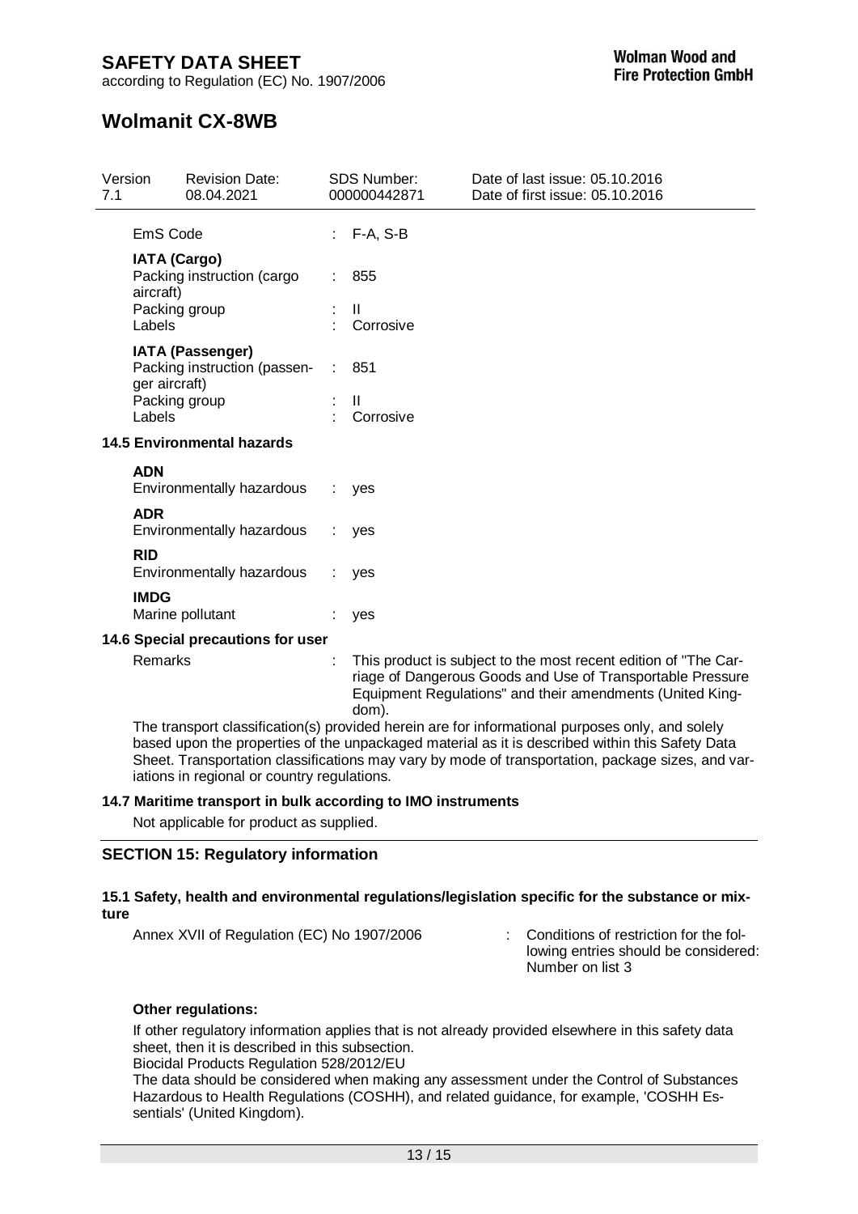| | | |
|---|---|---|
| EmS Code | : | F-A, S-B |
| **IATA (Cargo)** | | |
| Packing instruction (cargo aircraft) | : | 855 |
| Packing group | : | II |
| Labels | : | Corrosive |
| **IATA (Passenger)** | | |
| Packing instruction (passenger aircraft) | : | 851 |
| Packing group | : | II |
| Labels | : | Corrosive |

**14.5 Environmental hazards**

| | | |
|---|---|---|
| **ADN** | | |
| Environmentally hazardous | : | yes |
| **ADR** | | |
| Environmentally hazardous | : | yes |
| **RID** | | |
| Environmentally hazardous | : | yes |
| **IMDG** | | |
| Marine pollutant | : | yes |

**14.6 Special precautions for user**

Remarks : This product is subject to the most recent edition of "The Carriage of Dangerous Goods and Use of Transportable Pressure Equipment Regulations" and their amendments (United Kingdom).

The transport classification(s) provided herein are for informational purposes only, and solely based upon the properties of the unpackaged material as it is described within this Safety Data Sheet. Transportation classifications may vary by mode of transportation, package sizes, and variations in regional or country regulations.

**14.7 Maritime transport in bulk according to IMO instruments**

Not applicable for product as supplied.

## SECTION 15: Regulatory information

**15.1 Safety, health and environmental regulations/legislation specific for the substance or mixture**

Annex XVII of Regulation (EC) No 1907/2006 : Conditions of restriction for the following entries should be considered: Number on list 3

**Other regulations:**

If other regulatory information applies that is not already provided elsewhere in this safety data sheet, then it is described in this subsection.
Biocidal Products Regulation 528/2012/EU
The data should be considered when making any assessment under the Control of Substances Hazardous to Health Regulations (COSHH), and related guidance, for example, 'COSHH Essentials' (United Kingdom).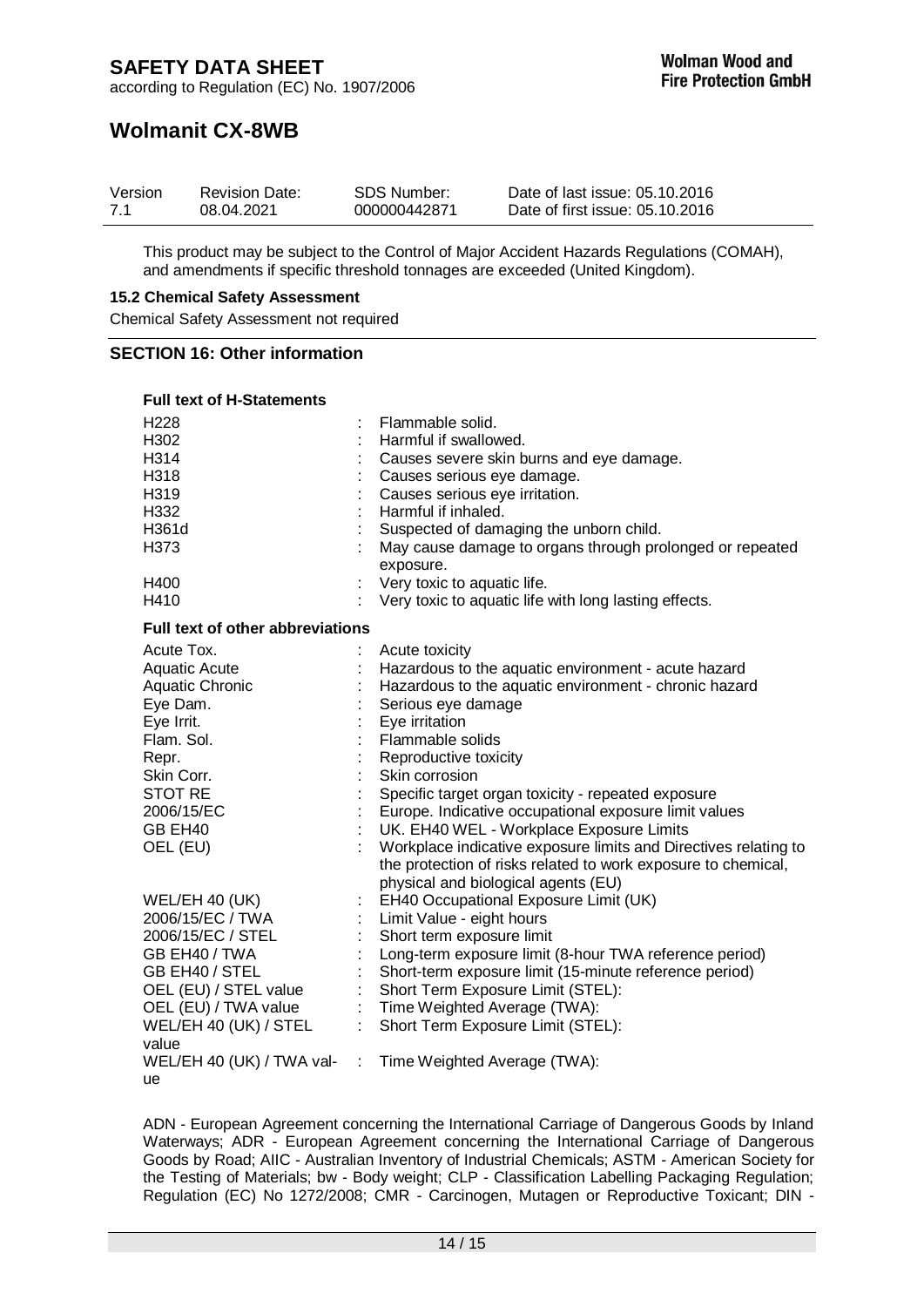This product may be subject to the Control of Major Accident Hazards Regulations (COMAH), and amendments if specific threshold tonnages are exceeded (United Kingdom).

**15.2 Chemical Safety Assessment**

Chemical Safety Assessment not required

## SECTION 16: Other information

**Full text of H-Statements**

| | | |
|---|---|---|
| H228 | : | Flammable solid. |
| H302 | : | Harmful if swallowed. |
| H314 | : | Causes severe skin burns and eye damage. |
| H318 | : | Causes serious eye damage. |
| H319 | : | Causes serious eye irritation. |
| H332 | : | Harmful if inhaled. |
| H361d | : | Suspected of damaging the unborn child. |
| H373 | : | May cause damage to organs through prolonged or repeated exposure. |
| H400 | : | Very toxic to aquatic life. |
| H410 | : | Very toxic to aquatic life with long lasting effects. |

**Full text of other abbreviations**

| | | |
|---|---|---|
| Acute Tox. | : | Acute toxicity |
| Aquatic Acute | : | Hazardous to the aquatic environment - acute hazard |
| Aquatic Chronic | : | Hazardous to the aquatic environment - chronic hazard |
| Eye Dam. | : | Serious eye damage |
| Eye Irrit. | : | Eye irritation |
| Flam. Sol. | : | Flammable solids |
| Repr. | : | Reproductive toxicity |
| Skin Corr. | : | Skin corrosion |
| STOT RE | : | Specific target organ toxicity - repeated exposure |
| 2006/15/EC | : | Europe. Indicative occupational exposure limit values |
| GB EH40 | : | UK. EH40 WEL - Workplace Exposure Limits |
| OEL (EU) | : | Workplace indicative exposure limits and Directives relating to the protection of risks related to work exposure to chemical, physical and biological agents (EU) |
| WEL/EH 40 (UK) | : | EH40 Occupational Exposure Limit (UK) |
| 2006/15/EC / TWA | : | Limit Value - eight hours |
| 2006/15/EC / STEL | : | Short term exposure limit |
| GB EH40 / TWA | : | Long-term exposure limit (8-hour TWA reference period) |
| GB EH40 / STEL | : | Short-term exposure limit (15-minute reference period) |
| OEL (EU) / STEL value | : | Short Term Exposure Limit (STEL): |
| OEL (EU) / TWA value | : | Time Weighted Average (TWA): |
| WEL/EH 40 (UK) / STEL value | : | Short Term Exposure Limit (STEL): |
| WEL/EH 40 (UK) / TWA value | : | Time Weighted Average (TWA): |

ADN - European Agreement concerning the International Carriage of Dangerous Goods by Inland Waterways; ADR - European Agreement concerning the International Carriage of Dangerous Goods by Road; AIIC - Australian Inventory of Industrial Chemicals; ASTM - American Society for the Testing of Materials; bw - Body weight; CLP - Classification Labelling Packaging Regulation; Regulation (EC) No 1272/2008; CMR - Carcinogen, Mutagen or Reproductive Toxicant; DIN -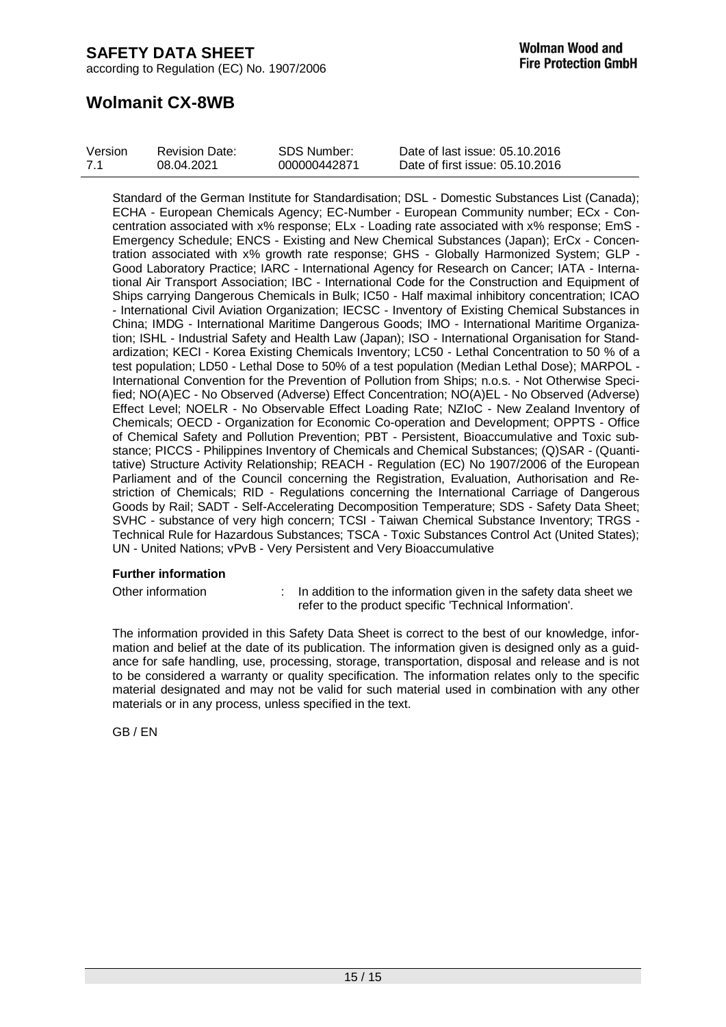Standard of the German Institute for Standardisation; DSL - Domestic Substances List (Canada); ECHA - European Chemicals Agency; EC-Number - European Community number; ECx - Concentration associated with x% response; ELx - Loading rate associated with x% response; EmS - Emergency Schedule; ENCS - Existing and New Chemical Substances (Japan); ErCx - Concentration associated with x% growth rate response; GHS - Globally Harmonized System; GLP - Good Laboratory Practice; IARC - International Agency for Research on Cancer; IATA - International Air Transport Association; IBC - International Code for the Construction and Equipment of Ships carrying Dangerous Chemicals in Bulk; IC50 - Half maximal inhibitory concentration; ICAO - International Civil Aviation Organization; IECSC - Inventory of Existing Chemical Substances in China; IMDG - International Maritime Dangerous Goods; IMO - International Maritime Organization; ISHL - Industrial Safety and Health Law (Japan); ISO - International Organisation for Standardization; KECI - Korea Existing Chemicals Inventory; LC50 - Lethal Concentration to 50 % of a test population; LD50 - Lethal Dose to 50% of a test population (Median Lethal Dose); MARPOL - International Convention for the Prevention of Pollution from Ships; n.o.s. - Not Otherwise Specified; NO(A)EC - No Observed (Adverse) Effect Concentration; NO(A)EL - No Observed (Adverse) Effect Level; NOELR - No Observable Effect Loading Rate; NZIoC - New Zealand Inventory of Chemicals; OECD - Organization for Economic Co-operation and Development; OPPTS - Office of Chemical Safety and Pollution Prevention; PBT - Persistent, Bioaccumulative and Toxic substance; PICCS - Philippines Inventory of Chemicals and Chemical Substances; (Q)SAR - (Quantitative) Structure Activity Relationship; REACH - Regulation (EC) No 1907/2006 of the European Parliament and of the Council concerning the Registration, Evaluation, Authorisation and Restriction of Chemicals; RID - Regulations concerning the International Carriage of Dangerous Goods by Rail; SADT - Self-Accelerating Decomposition Temperature; SDS - Safety Data Sheet; SVHC - substance of very high concern; TCSI - Taiwan Chemical Substance Inventory; TRGS - Technical Rule for Hazardous Substances; TSCA - Toxic Substances Control Act (United States); UN - United Nations; vPvB - Very Persistent and Very Bioaccumulative

**Further information**

Other information : In addition to the information given in the safety data sheet we refer to the product specific 'Technical Information'.

The information provided in this Safety Data Sheet is correct to the best of our knowledge, information and belief at the date of its publication. The information given is designed only as a guidance for safe handling, use, processing, storage, transportation, disposal and release and is not to be considered a warranty or quality specification. The information relates only to the specific material designated and may not be valid for such material used in combination with any other materials or in any process, unless specified in the text.

GB / EN